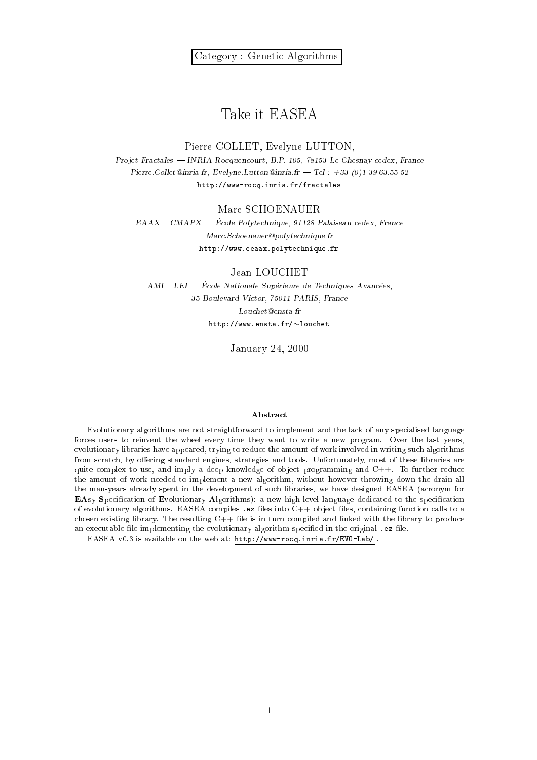Category : Genetic Algorithms

# Take it EASEA

Pierre COLLET, Evelyne LUTTON,

*Projet Fractales — INRIA Rocquencourt, B.P. 105, 78153 Le Chesnay cedex, France*

*Pierre.Collet@inria.fr, Evelyne.Lutton@inria.fr — Tel : +33 (0)1 39.63.55.52*

http://www-rocq.inria.fr/fractales

Marc SCHOENAUER

*EAAX – CMAPX — École Polytechnique, 91128 Palaiseau cedex, France*

*Marc.Schoenauer@polytechnique.fr*

http://www.eeaax.polytechnique.fr

Jean LOUCHET

*AMI – LEI — École Nationale Supérieure de Techniques Avancées,*

*35 Boulevard Victor, 75011 PARIS, France*

*Louchet@ensta.fr*

http://www.ensta.fr/~louchet

January 24, 2000

### Abstract

Evolutionary algorithms are not straightforward to implement and the lack of any specialised language forces users to reinvent the wheel every time they want to write a new program. Over the last years, evolutionary libraries have appeared, trying to reduce the amount of work involved in writing such algorithms from scratch, by offering standard engines, strategies and tools. Unfortunately, most of these libraries are quite complex to use, and imply a deep knowledge of object programming and C++. To further reduce the amount of work needed to implement a new algorithm, without however throwing down the drain all the man-years already spent in the development of such libraries, we have designed EASEA (acronym for **EA**sy **S**pecification of **E**volutionary **A**lgorithms): a new high-level language dedicated to the specification of evolutionary algorithms. EASEA compiles `.ez` files into C++ object files, containing function calls to a chosen existing library. The resulting C++ file is in turn compiled and linked with the library to produce an executable file implementing the evolutionary algorithm specified in the original `.ez` file.

EASEA v0.3 is available on the web at: http://www-rocq.inria.fr/EVO-Lab/.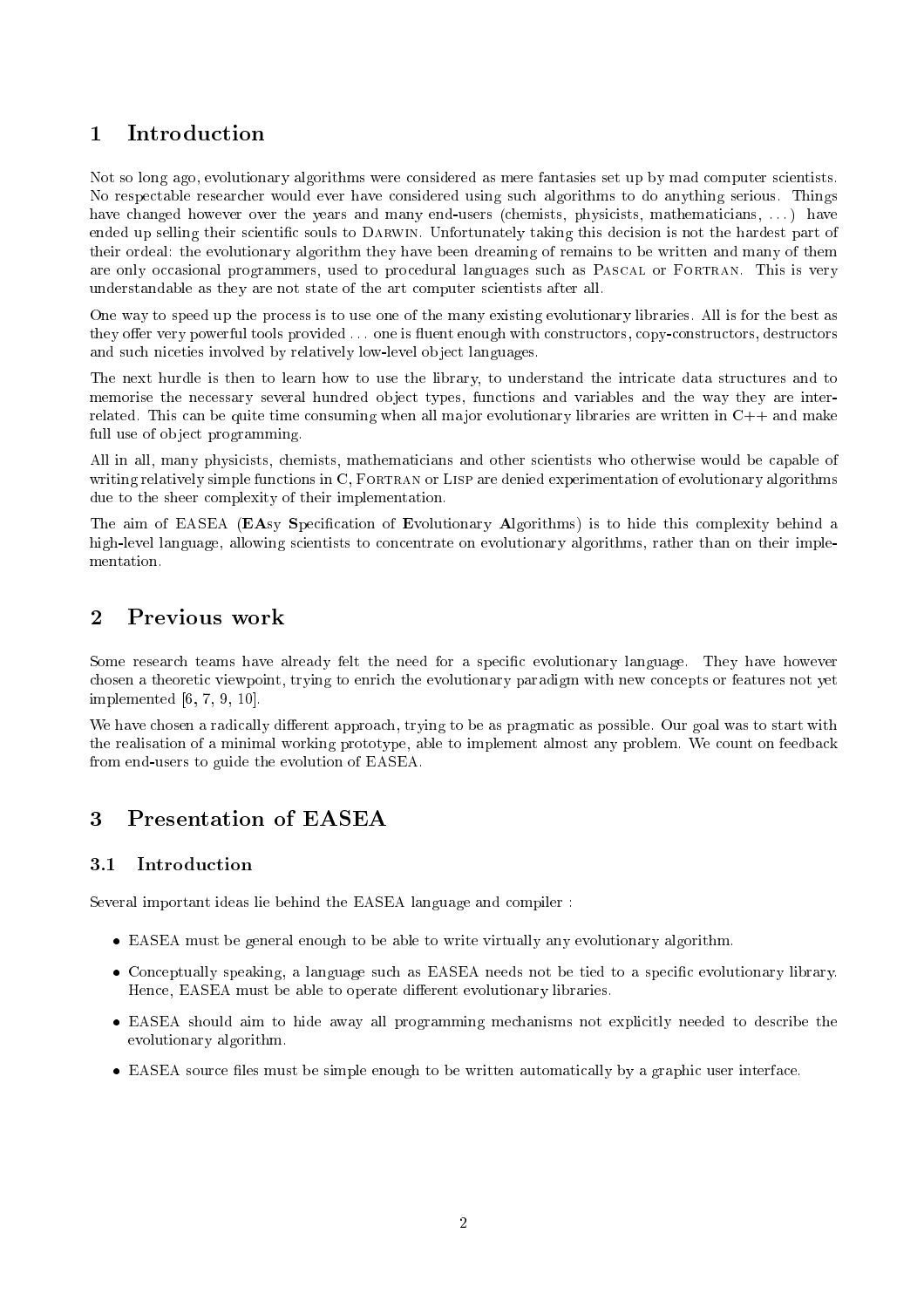# 1 Introduction

Not so long ago, evolutionary algorithms were considered as mere fantasies set up by mad computer scientists. No respectable researcher would ever have considered using such algorithms to do anything serious. Things have changed however over the years and many end-users (chemists, physicists, mathematicians, ...) have ended up selling their scientific souls to Darwin. Unfortunately taking this decision is not the hardest part of their ordeal: the evolutionary algorithm they have been dreaming of remains to be written and many of them are only occasional programmers, used to procedural languages such as Pascal or Fortran. This is very understandable as they are not state of the art computer scientists after all.

One way to speed up the process is to use one of the many existing evolutionary libraries. All is for the best as they offer very powerful tools provided ... one is fluent enough with constructors, copy-constructors, destructors and such niceties involved by relatively low-level object languages.

The next hurdle is then to learn how to use the library, to understand the intricate data structures and to memorise the necessary several hundred object types, functions and variables and the way they are inter-related. This can be quite time consuming when all major evolutionary libraries are written in C++ and make full use of object programming.

All in all, many physicists, chemists, mathematicians and other scientists who otherwise would be capable of writing relatively simple functions in C, Fortran or Lisp are denied experimentation of evolutionary algorithms due to the sheer complexity of their implementation.

The aim of EASEA (**EA**sy **S**pecification of **E**volutionary **A**lgorithms) is to hide this complexity behind a high-level language, allowing scientists to concentrate on evolutionary algorithms, rather than on their implementation.

# 2 Previous work

Some research teams have already felt the need for a specific evolutionary language. They have however chosen a theoretic viewpoint, trying to enrich the evolutionary paradigm with new concepts or features not yet implemented [6, 7, 9, 10].

We have chosen a radically different approach, trying to be as pragmatic as possible. Our goal was to start with the realisation of a minimal working prototype, able to implement almost any problem. We count on feedback from end-users to guide the evolution of EASEA.

# 3 Presentation of EASEA

## 3.1 Introduction

Several important ideas lie behind the EASEA language and compiler :

- EASEA must be general enough to be able to write virtually any evolutionary algorithm.
- Conceptually speaking, a language such as EASEA needs not be tied to a specific evolutionary library. Hence, EASEA must be able to operate different evolutionary libraries.
- EASEA should aim to hide away all programming mechanisms not explicitly needed to describe the evolutionary algorithm.
- EASEA source files must be simple enough to be written automatically by a graphic user interface.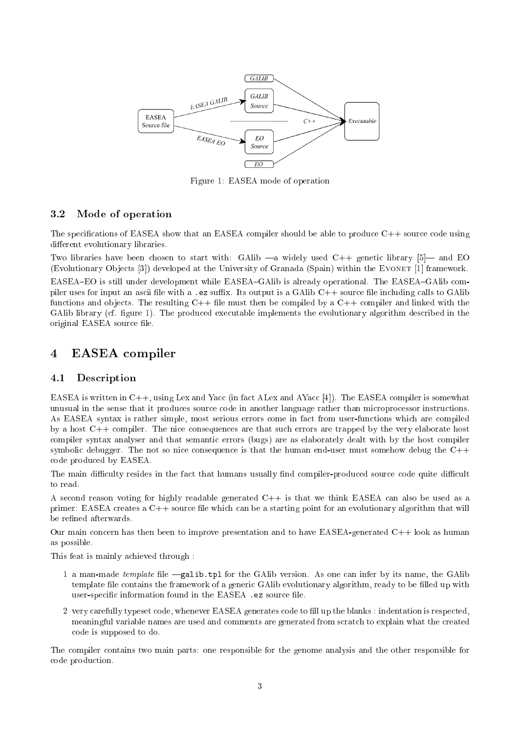Figure 1: EASEA mode of operation

### 3.2 Mode of operation

The specifications of EASEA show that an EASEA compiler should be able to produce C++ source code using different evolutionary libraries.

Two libraries have been chosen to start with: GAlib —a widely used C++ genetic library [5]— and EO (Evolutionary Objects [3]) developed at the University of Granada (Spain) within the EVONET [1] framework.

EASEA–EO is still under development while EASEA–GAlib is already operational. The EASEA–GAlib compiler uses for input an ascii file with a `.ez` suffix. Its output is a GAlib C++ source file including calls to GAlib functions and objects. The resulting C++ file must then be compiled by a C++ compiler and linked with the GAlib library (cf. figure 1). The produced executable implements the evolutionary algorithm described in the original EASEA source file.

## 4 EASEA compiler

### 4.1 Description

EASEA is written in C++, using Lex and Yacc (in fact ALex and AYacc [4]). The EASEA compiler is somewhat unusual in the sense that it produces source code in another language rather than microprocessor instructions. As EASEA syntax is rather simple, most serious errors come in fact from user-functions which are compiled by a host C++ compiler. The nice consequences are that such errors are trapped by the very elaborate host compiler syntax analyser and that semantic errors (bugs) are as elaborately dealt with by the host compiler symbolic debugger. The not so nice consequence is that the human end-user must somehow debug the C++ code produced by EASEA.

The main difficulty resides in the fact that humans usually find compiler-produced source code quite difficult to read.

A second reason voting for highly readable generated C++ is that we think EASEA can also be used as a primer: EASEA creates a C++ source file which can be a starting point for an evolutionary algorithm that will be refined afterwards.

Our main concern has then been to improve presentation and to have EASEA-generated C++ look as human as possible.

This feat is mainly achieved through :

1. a man-made *template* file —`galib.tpl` for the GAlib version. As one can infer by its name, the GAlib template file contains the framework of a generic GAlib evolutionary algorithm, ready to be filled up with user-specific information found in the EASEA `.ez` source file.
2. very carefully typeset code, whenever EASEA generates code to fill up the blanks : indentation is respected, meaningful variable names are used and comments are generated from scratch to explain what the created code is supposed to do.

The compiler contains two main parts: one responsible for the genome analysis and the other responsible for code production.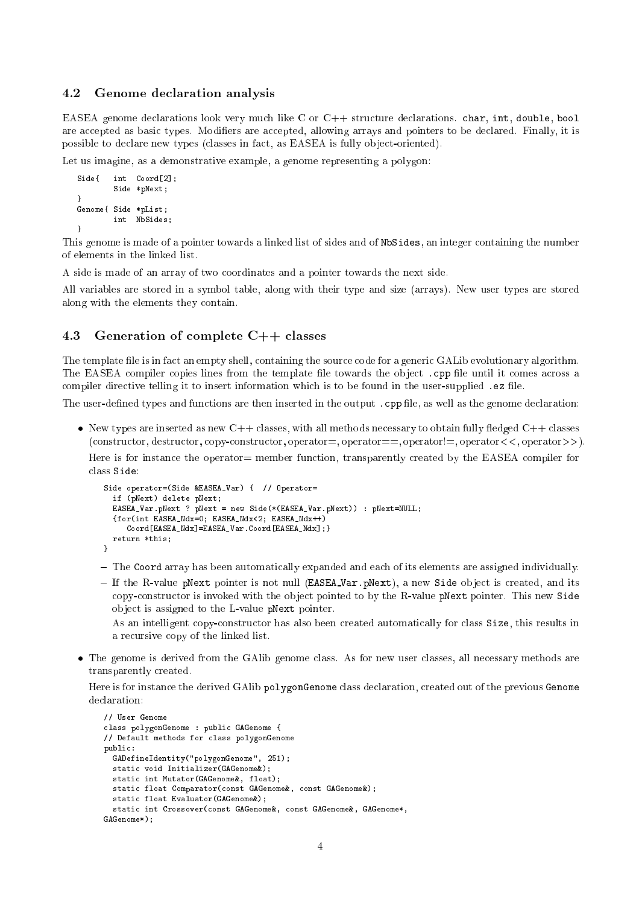### 4.2 Genome declaration analysis

EASEA genome declarations look very much like C or C++ structure declarations. `char`, `int`, `double`, `bool` are accepted as basic types. Modifiers are accepted, allowing arrays and pointers to be declared. Finally, it is possible to declare new types (classes in fact, as EASEA is fully object-oriented).

Let us imagine, as a demonstrative example, a genome representing a polygon:

```
Side{   int  Coord[2];
        Side *pNext;
}
Genome{ Side *pList;
        int  NbSides;
}
```

This genome is made of a pointer towards a linked list of sides and of `NbSides`, an integer containing the number of elements in the linked list.

A side is made of an array of two coordinates and a pointer towards the next side.

All variables are stored in a symbol table, along with their type and size (arrays). New user types are stored along with the elements they contain.

### 4.3 Generation of complete C++ classes

The template file is in fact an empty shell, containing the source code for a generic GALib evolutionary algorithm. The EASEA compiler copies lines from the template file towards the object `.cpp` file until it comes across a compiler directive telling it to insert information which is to be found in the user-supplied `.ez` file.

The user-defined types and functions are then inserted in the output `.cpp` file, as well as the genome declaration:

- New types are inserted as new C++ classes, with all methods necessary to obtain fully fledged C++ classes (constructor, destructor, copy-constructor, operator=, operator==, operator!=, operator<<, operator>>).

  Here is for instance the operator= member function, transparently created by the EASEA compiler for class `Side`:

  ```
  Side operator=(Side &EASEA_Var) {  // Operator=
    if (pNext) delete pNext;
    EASEA_Var.pNext ? pNext = new Side(*(EASEA_Var.pNext)) : pNext=NULL;
    {for(int EASEA_Ndx=0; EASEA_Ndx<2; EASEA_Ndx++)
       Coord[EASEA_Ndx]=EASEA_Var.Coord[EASEA_Ndx];}
    return *this;
  }
  ```

  - The `Coord` array has been automatically expanded and each of its elements are assigned individually.
  - If the R-value `pNext` pointer is not null (`EASEA_Var.pNext`), a new `Side` object is created, and its copy-constructor is invoked with the object pointed to by the R-value `pNext` pointer. This new `Side` object is assigned to the L-value `pNext` pointer.

    As an intelligent copy-constructor has also been created automatically for class `Size`, this results in a recursive copy of the linked list.

- The genome is derived from the GAlib genome class. As for new user classes, all necessary methods are transparently created.

  Here is for instance the derived GAlib `polygonGenome` class declaration, created out of the previous `Genome` declaration:

  ```
  // User Genome
  class polygonGenome : public GAGenome {
  // Default methods for class polygonGenome
  public:
    GADefineIdentity("polygonGenome", 251);
    static void Initializer(GAGenome&);
    static int Mutator(GAGenome&, float);
    static float Comparator(const GAGenome&, const GAGenome&);
    static float Evaluator(GAGenome&);
    static int Crossover(const GAGenome&, const GAGenome&, GAGenome*,
  GAGenome*);
  ```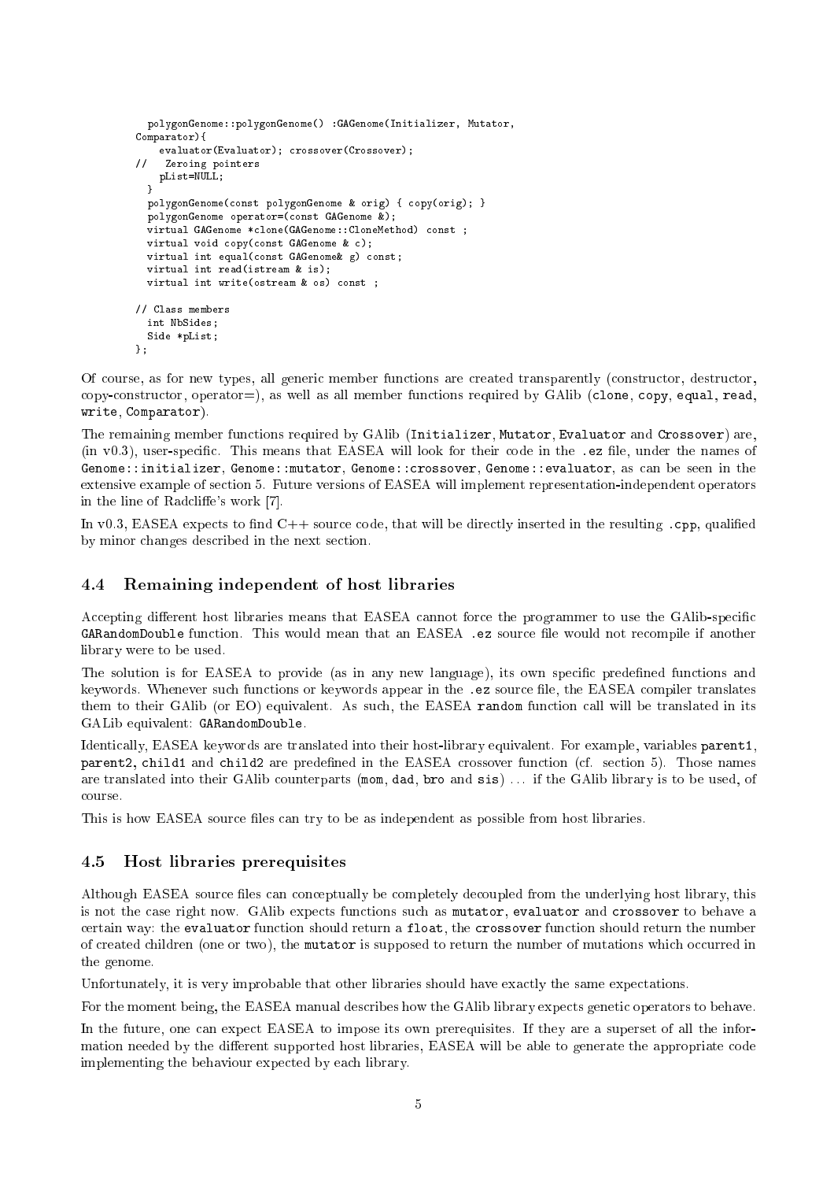```
  polygonGenome::polygonGenome() :GAGenome(Initializer, Mutator,
Comparator){
    evaluator(Evaluator); crossover(Crossover);
//   Zeroing pointers
    pList=NULL;
  }
  polygonGenome(const polygonGenome & orig) { copy(orig); }
  polygonGenome operator=(const GAGenome &);
  virtual GAGenome *clone(GAGenome::CloneMethod) const ;
  virtual void copy(const GAGenome & c);
  virtual int equal(const GAGenome& g) const;
  virtual int read(istream & is);
  virtual int write(ostream & os) const ;

// Class members
  int NbSides;
  Side *pList;
};
```

Of course, as for new types, all generic member functions are created transparently (constructor, destructor, copy-constructor, operator=), as well as all member functions required by GAlib (`clone`, `copy`, `equal`, `read`, `write`, `Comparator`).

The remaining member functions required by GAlib (`Initializer`, `Mutator`, `Evaluator` and `Crossover`) are, (in v0.3), user-specific. This means that EASEA will look for their code in the `.ez` file, under the names of `Genome::initializer`, `Genome::mutator`, `Genome::crossover`, `Genome::evaluator`, as can be seen in the extensive example of section 5. Future versions of EASEA will implement representation-independent operators in the line of Radcliffe's work [7].

In v0.3, EASEA expects to find C++ source code, that will be directly inserted in the resulting `.cpp`, qualified by minor changes described in the next section.

### 4.4 Remaining independent of host libraries

Accepting different host libraries means that EASEA cannot force the programmer to use the GAlib-specific `GARandomDouble` function. This would mean that an EASEA `.ez` source file would not recompile if another library were to be used.

The solution is for EASEA to provide (as in any new language), its own specific predefined functions and keywords. Whenever such functions or keywords appear in the `.ez` source file, the EASEA compiler translates them to their GAlib (or EO) equivalent. As such, the EASEA `random` function call will be translated in its GALib equivalent: `GARandomDouble`.

Identically, EASEA keywords are translated into their host-library equivalent. For example, variables `parent1`, `parent2`, `child1` and `child2` are predefined in the EASEA crossover function (cf. section 5). Those names are translated into their GAlib counterparts (`mom`, `dad`, `bro` and `sis`) ... if the GAlib library is to be used, of course.

This is how EASEA source files can try to be as independent as possible from host libraries.

### 4.5 Host libraries prerequisites

Although EASEA source files can conceptually be completely decoupled from the underlying host library, this is not the case right now. GAlib expects functions such as `mutator`, `evaluator` and `crossover` to behave a certain way: the `evaluator` function should return a `float`, the `crossover` function should return the number of created children (one or two), the `mutator` is supposed to return the number of mutations which occurred in the genome.

Unfortunately, it is very improbable that other libraries should have exactly the same expectations.

For the moment being, the EASEA manual describes how the GAlib library expects genetic operators to behave.

In the future, one can expect EASEA to impose its own prerequisites. If they are a superset of all the information needed by the different supported host libraries, EASEA will be able to generate the appropriate code implementing the behaviour expected by each library.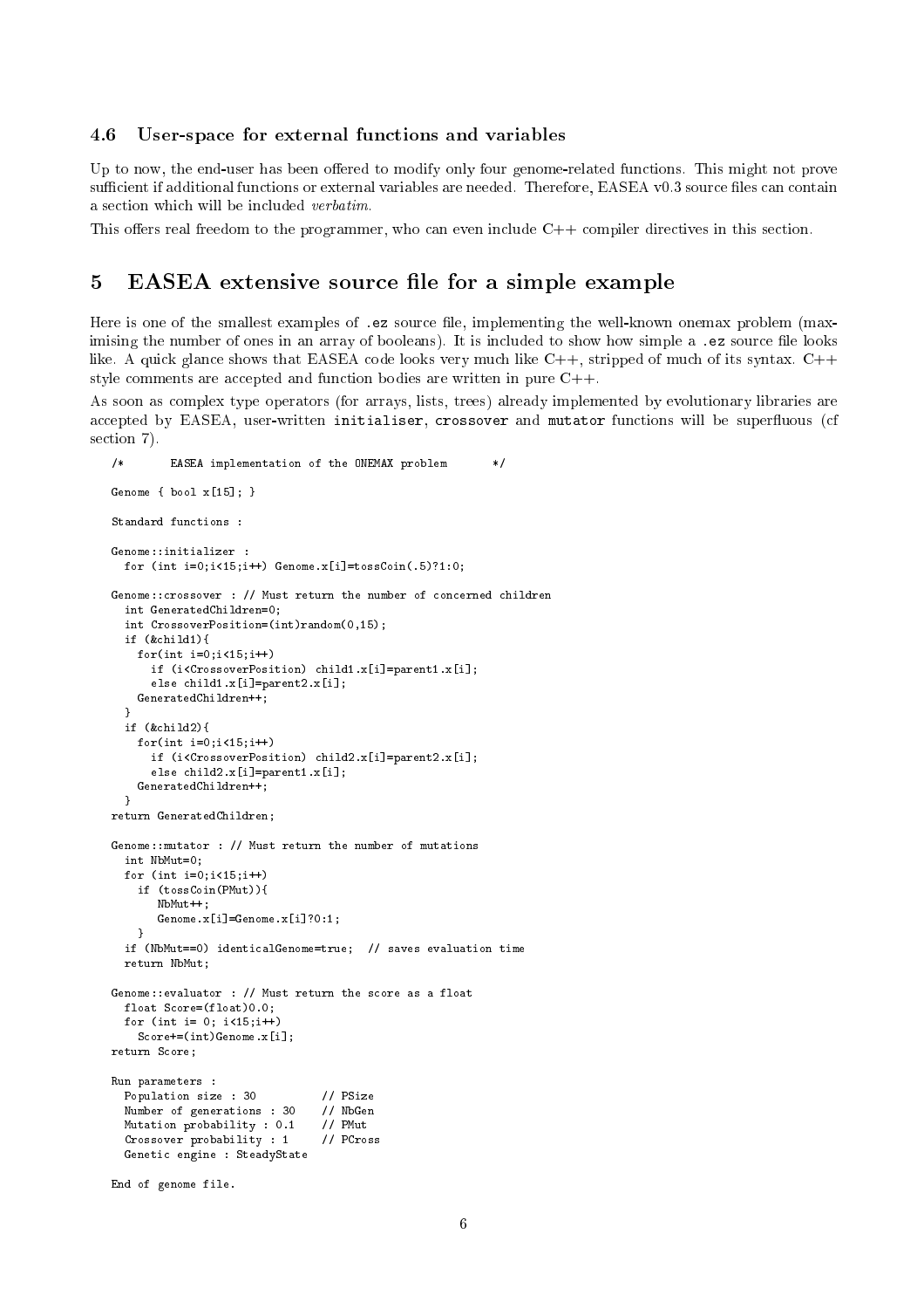### 4.6 User-space for external functions and variables

Up to now, the end-user has been offered to modify only four genome-related functions. This might not prove sufficient if additional functions or external variables are needed. Therefore, EASEA v0.3 source files can contain a section which will be included *verbatim*.

This offers real freedom to the programmer, who can even include C++ compiler directives in this section.

## 5 EASEA extensive source file for a simple example

Here is one of the smallest examples of `.ez` source file, implementing the well-known onemax problem (maximising the number of ones in an array of booleans). It is included to show how simple a `.ez` source file looks like. A quick glance shows that EASEA code looks very much like C++, stripped of much of its syntax. C++ style comments are accepted and function bodies are written in pure C++.

As soon as complex type operators (for arrays, lists, trees) already implemented by evolutionary libraries are accepted by EASEA, user-written `initialiser`, `crossover` and `mutator` functions will be superfluous (cf section 7).

```
/*       EASEA implementation of the ONEMAX problem       */

Genome { bool x[15]; }

Standard functions :

Genome::initializer :
  for (int i=0;i<15;i++) Genome.x[i]=tossCoin(.5)?1:0;

Genome::crossover : // Must return the number of concerned children
  int GeneratedChildren=0;
  int CrossoverPosition=(int)random(0,15);
  if (&child1){
    for(int i=0;i<15;i++)
      if (i<CrossoverPosition) child1.x[i]=parent1.x[i];
      else child1.x[i]=parent2.x[i];
    GeneratedChildren++;
  }
  if (&child2){
    for(int i=0;i<15;i++)
      if (i<CrossoverPosition) child2.x[i]=parent2.x[i];
      else child2.x[i]=parent1.x[i];
    GeneratedChildren++;
  }
return GeneratedChildren;

Genome::mutator : // Must return the number of mutations
  int NbMut=0;
  for (int i=0;i<15;i++)
    if (tossCoin(PMut)){
       NbMut++;
       Genome.x[i]=Genome.x[i]?0:1;
    }
  if (NbMut==0) identicalGenome=true;  // saves evaluation time
  return NbMut;

Genome::evaluator : // Must return the score as a float
  float Score=(float)0.0;
  for (int i= 0; i<15;i++)
    Score+=(int)Genome.x[i];
return Score;

Run parameters :
  Population size : 30          // PSize
  Number of generations : 30    // NbGen
  Mutation probability : 0.1    // PMut
  Crossover probability : 1     // PCross
  Genetic engine : SteadyState

End of genome file.
```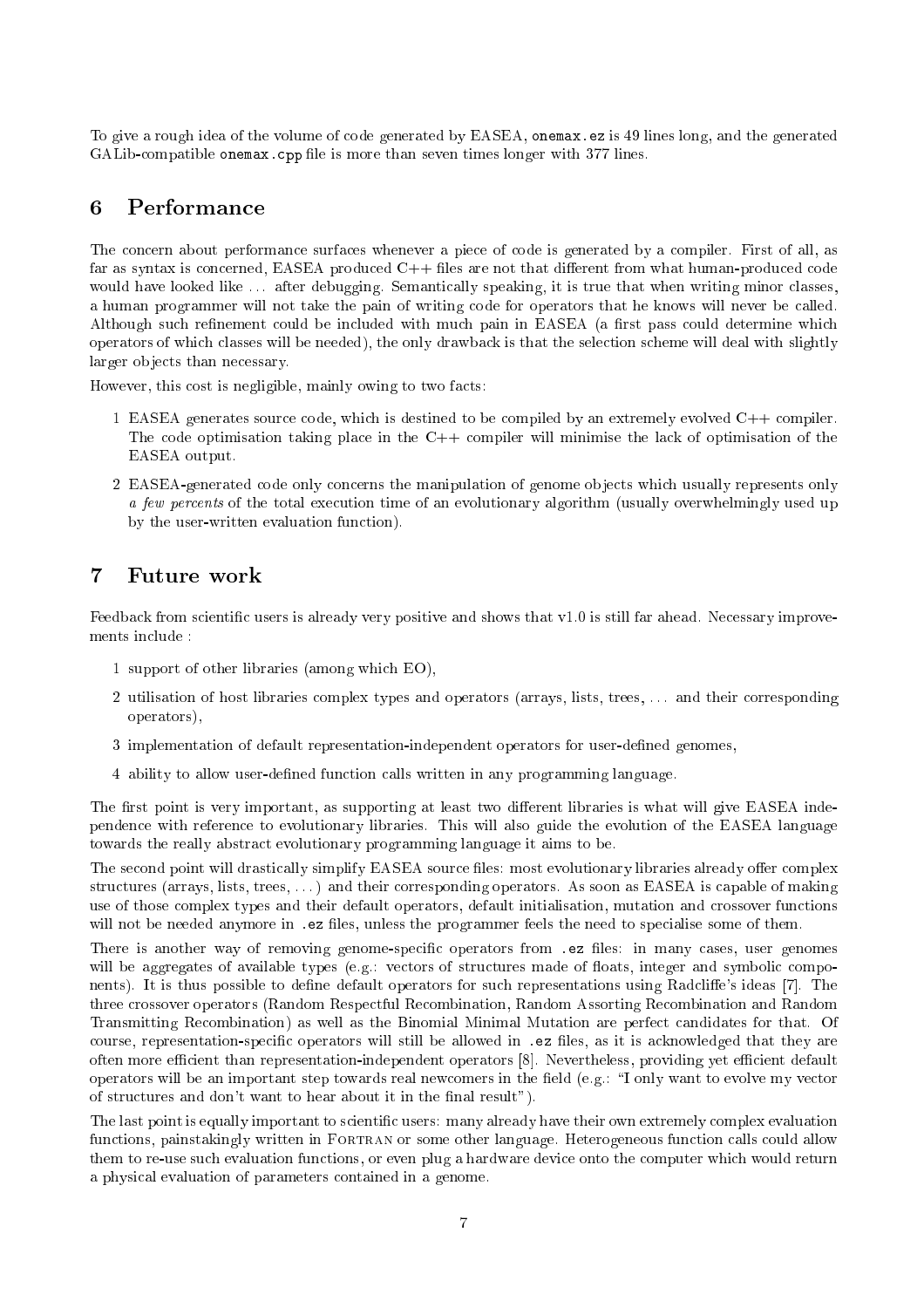To give a rough idea of the volume of code generated by EASEA, `onemax.ez` is 49 lines long, and the generated GALib-compatible `onemax.cpp` file is more than seven times longer with 377 lines.

## 6 Performance

The concern about performance surfaces whenever a piece of code is generated by a compiler. First of all, as far as syntax is concerned, EASEA produced C++ files are not that different from what human-produced code would have looked like ... after debugging. Semantically speaking, it is true that when writing minor classes, a human programmer will not take the pain of writing code for operators that he knows will never be called. Although such refinement could be included with much pain in EASEA (a first pass could determine which operators of which classes will be needed), the only drawback is that the selection scheme will deal with slightly larger objects than necessary.

However, this cost is negligible, mainly owing to two facts:

1. EASEA generates source code, which is destined to be compiled by an extremely evolved C++ compiler. The code optimisation taking place in the C++ compiler will minimise the lack of optimisation of the EASEA output.
2. EASEA-generated code only concerns the manipulation of genome objects which usually represents only *a few percents* of the total execution time of an evolutionary algorithm (usually overwhelmingly used up by the user-written evaluation function).

## 7 Future work

Feedback from scientific users is already very positive and shows that v1.0 is still far ahead. Necessary improvements include :

1. support of other libraries (among which EO),
2. utilisation of host libraries complex types and operators (arrays, lists, trees, ... and their corresponding operators),
3. implementation of default representation-independent operators for user-defined genomes,
4. ability to allow user-defined function calls written in any programming language.

The first point is very important, as supporting at least two different libraries is what will give EASEA independence with reference to evolutionary libraries. This will also guide the evolution of the EASEA language towards the really abstract evolutionary programming language it aims to be.

The second point will drastically simplify EASEA source files: most evolutionary libraries already offer complex structures (arrays, lists, trees, ...) and their corresponding operators. As soon as EASEA is capable of making use of those complex types and their default operators, default initialisation, mutation and crossover functions will not be needed anymore in `.ez` files, unless the programmer feels the need to specialise some of them.

There is another way of removing genome-specific operators from `.ez` files: in many cases, user genomes will be aggregates of available types (e.g.: vectors of structures made of floats, integer and symbolic components). It is thus possible to define default operators for such representations using Radcliffe's ideas [7]. The three crossover operators (Random Respectful Recombination, Random Assorting Recombination and Random Transmitting Recombination) as well as the Binomial Minimal Mutation are perfect candidates for that. Of course, representation-specific operators will still be allowed in `.ez` files, as it is acknowledged that they are often more efficient than representation-independent operators [8]. Nevertheless, providing yet efficient default operators will be an important step towards real newcomers in the field (e.g.: "I only want to evolve my vector of structures and don't want to hear about it in the final result").

The last point is equally important to scientific users: many already have their own extremely complex evaluation functions, painstakingly written in FORTRAN or some other language. Heterogeneous function calls could allow them to re-use such evaluation functions, or even plug a hardware device onto the computer which would return a physical evaluation of parameters contained in a genome.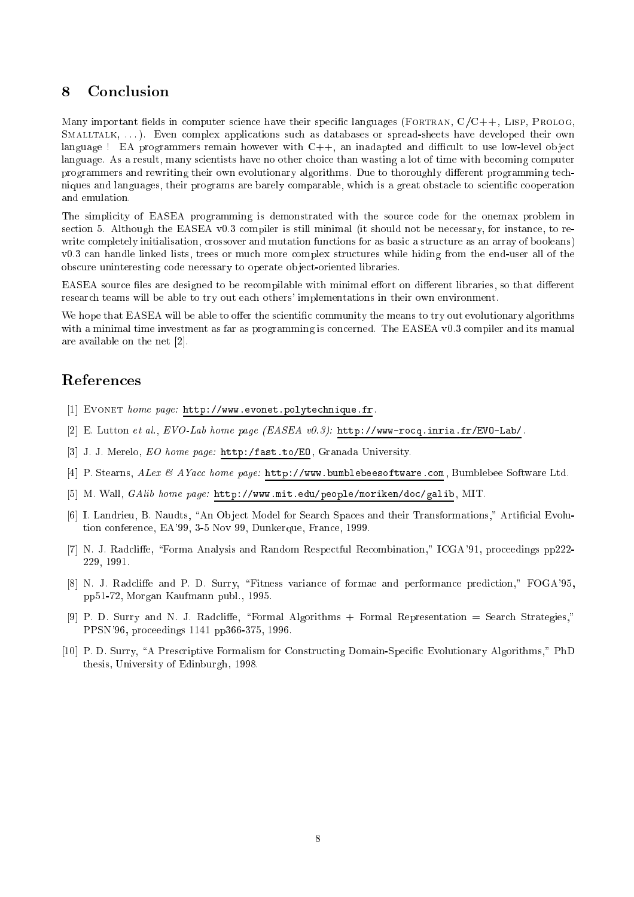## 8 Conclusion

Many important fields in computer science have their specific languages (FORTRAN, C/C++, LISP, PROLOG, SMALLTALK, ...). Even complex applications such as databases or spread-sheets have developed their own language ! EA programmers remain however with C++, an inadapted and difficult to use low-level object language. As a result, many scientists have no other choice than wasting a lot of time with becoming computer programmers and rewriting their own evolutionary algorithms. Due to thoroughly different programming techniques and languages, their programs are barely comparable, which is a great obstacle to scientific cooperation and emulation.

The simplicity of EASEA programming is demonstrated with the source code for the onemax problem in section 5. Although the EASEA v0.3 compiler is still minimal (it should not be necessary, for instance, to rewrite completely initialisation, crossover and mutation functions for as basic a structure as an array of booleans) v0.3 can handle linked lists, trees or much more complex structures while hiding from the end-user all of the obscure uninteresting code necessary to operate object-oriented libraries.

EASEA source files are designed to be recompilable with minimal effort on different libraries, so that different research teams will be able to try out each others' implementations in their own environment.

We hope that EASEA will be able to offer the scientific community the means to try out evolutionary algorithms with a minimal time investment as far as programming is concerned. The EASEA v0.3 compiler and its manual are available on the net [2].

## References

[1] EVONET *home page:* http://www.evonet.polytechnique.fr.

[2] E. Lutton *et al.*, *EVO-Lab home page (EASEA v0.3):* http://www-rocq.inria.fr/EVO-Lab/.

[3] J. J. Merelo, *EO home page:* http:/fast.to/EO, Granada University.

[4] P. Stearns, *ALex & AYacc home page:* http://www.bumblebeesoftware.com, Bumblebee Software Ltd.

[5] M. Wall, *GAlib home page:* http://www.mit.edu/people/moriken/doc/galib, MIT.

[6] I. Landrieu, B. Naudts, "An Object Model for Search Spaces and their Transformations," Artificial Evolution conference, EA'99, 3-5 Nov 99, Dunkerque, France, 1999.

[7] N. J. Radcliffe, "Forma Analysis and Random Respectful Recombination," ICGA'91, proceedings pp222-229, 1991.

[8] N. J. Radcliffe and P. D. Surry, "Fitness variance of formae and performance prediction," FOGA'95, pp51-72, Morgan Kaufmann publ., 1995.

[9] P. D. Surry and N. J. Radcliffe, "Formal Algorithms + Formal Representation = Search Strategies," PPSN'96, proceedings 1141 pp366-375, 1996.

[10] P. D. Surry, "A Prescriptive Formalism for Constructing Domain-Specific Evolutionary Algorithms," PhD thesis, University of Edinburgh, 1998.